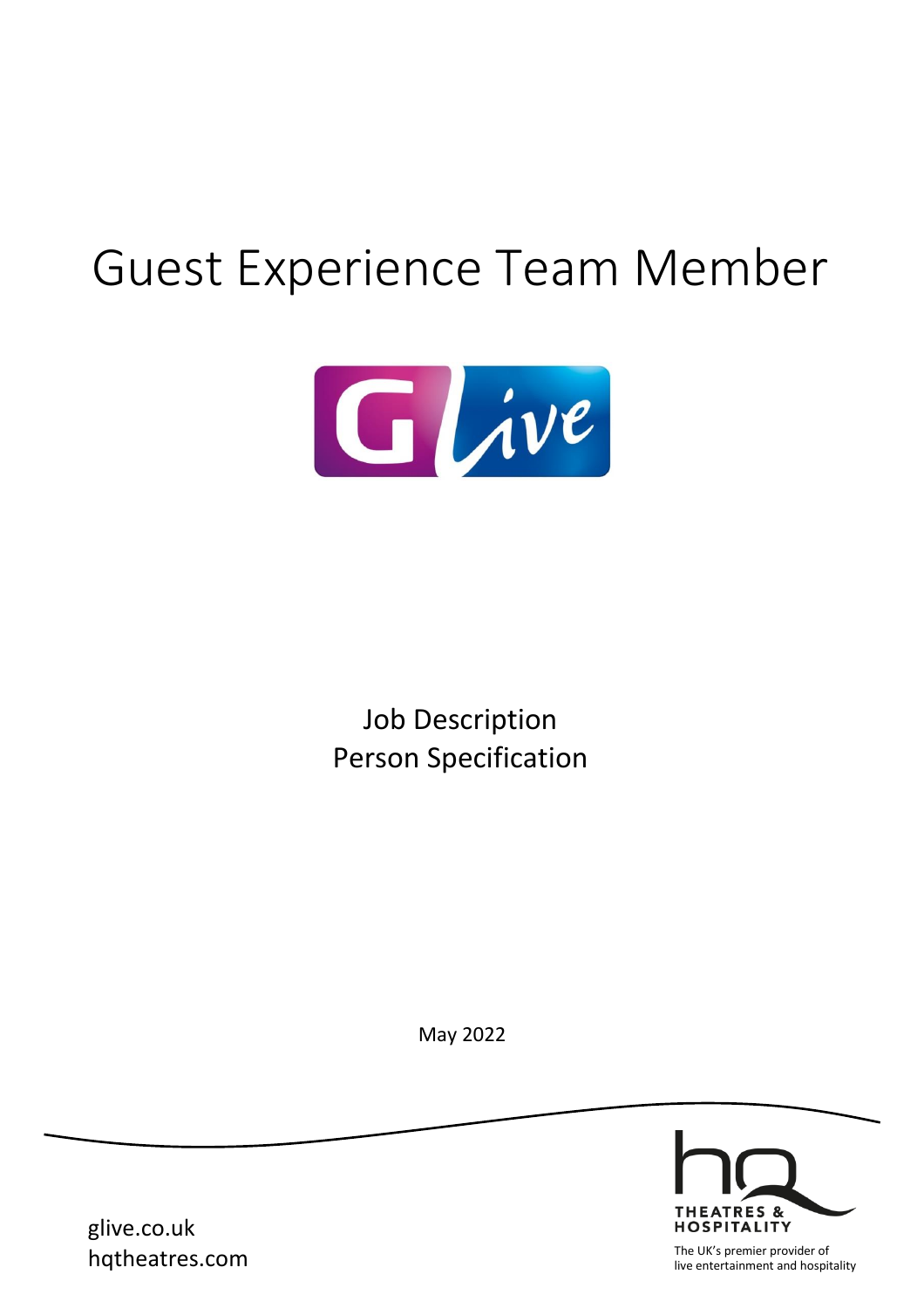# Guest Experience Team Member

Job Description
Person Specification

May 2022

glive.co.uk
hqtheatres.com

THEATRES & HOSPITALITY
The UK's premier provider of live entertainment and hospitality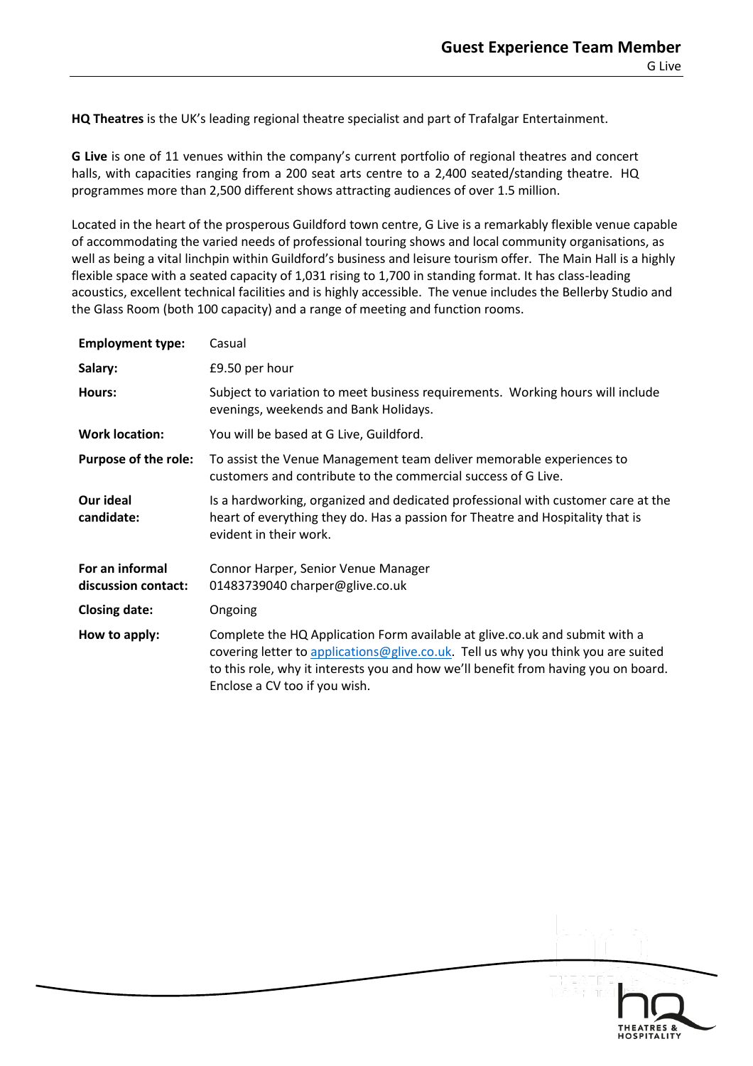# Guest Experience Team Member

G Live

**HQ Theatres** is the UK's leading regional theatre specialist and part of Trafalgar Entertainment.

**G Live** is one of 11 venues within the company's current portfolio of regional theatres and concert halls, with capacities ranging from a 200 seat arts centre to a 2,400 seated/standing theatre. HQ programmes more than 2,500 different shows attracting audiences of over 1.5 million.

Located in the heart of the prosperous Guildford town centre, G Live is a remarkably flexible venue capable of accommodating the varied needs of professional touring shows and local community organisations, as well as being a vital linchpin within Guildford's business and leisure tourism offer. The Main Hall is a highly flexible space with a seated capacity of 1,031 rising to 1,700 in standing format. It has class-leading acoustics, excellent technical facilities and is highly accessible. The venue includes the Bellerby Studio and the Glass Room (both 100 capacity) and a range of meeting and function rooms.

| | |
|---|---|
| **Employment type:** | Casual |
| **Salary:** | £9.50 per hour |
| **Hours:** | Subject to variation to meet business requirements. Working hours will include evenings, weekends and Bank Holidays. |
| **Work location:** | You will be based at G Live, Guildford. |
| **Purpose of the role:** | To assist the Venue Management team deliver memorable experiences to customers and contribute to the commercial success of G Live. |
| **Our ideal candidate:** | Is a hardworking, organized and dedicated professional with customer care at the heart of everything they do. Has a passion for Theatre and Hospitality that is evident in their work. |
| **For an informal discussion contact:** | Connor Harper, Senior Venue Manager 01483739040 charper@glive.co.uk |
| **Closing date:** | Ongoing |
| **How to apply:** | Complete the HQ Application Form available at glive.co.uk and submit with a covering letter to applications@glive.co.uk. Tell us why you think you are suited to this role, why it interests you and how we'll benefit from having you on board. Enclose a CV too if you wish. |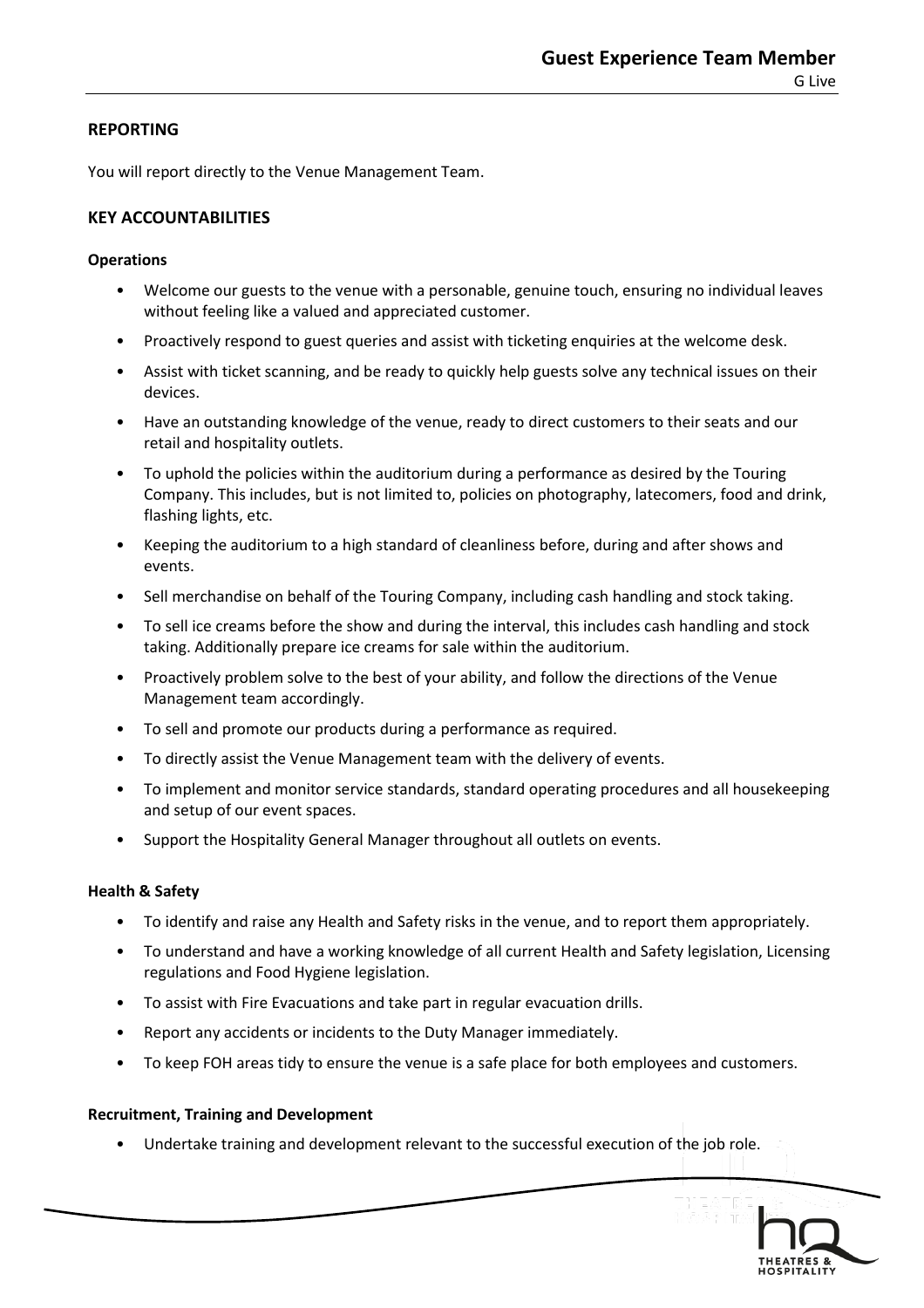## REPORTING

You will report directly to the Venue Management Team.

## KEY ACCOUNTABILITIES

### Operations

- Welcome our guests to the venue with a personable, genuine touch, ensuring no individual leaves without feeling like a valued and appreciated customer.
- Proactively respond to guest queries and assist with ticketing enquiries at the welcome desk.
- Assist with ticket scanning, and be ready to quickly help guests solve any technical issues on their devices.
- Have an outstanding knowledge of the venue, ready to direct customers to their seats and our retail and hospitality outlets.
- To uphold the policies within the auditorium during a performance as desired by the Touring Company. This includes, but is not limited to, policies on photography, latecomers, food and drink, flashing lights, etc.
- Keeping the auditorium to a high standard of cleanliness before, during and after shows and events.
- Sell merchandise on behalf of the Touring Company, including cash handling and stock taking.
- To sell ice creams before the show and during the interval, this includes cash handling and stock taking. Additionally prepare ice creams for sale within the auditorium.
- Proactively problem solve to the best of your ability, and follow the directions of the Venue Management team accordingly.
- To sell and promote our products during a performance as required.
- To directly assist the Venue Management team with the delivery of events.
- To implement and monitor service standards, standard operating procedures and all housekeeping and setup of our event spaces.
- Support the Hospitality General Manager throughout all outlets on events.

### Health & Safety

- To identify and raise any Health and Safety risks in the venue, and to report them appropriately.
- To understand and have a working knowledge of all current Health and Safety legislation, Licensing regulations and Food Hygiene legislation.
- To assist with Fire Evacuations and take part in regular evacuation drills.
- Report any accidents or incidents to the Duty Manager immediately.
- To keep FOH areas tidy to ensure the venue is a safe place for both employees and customers.

### Recruitment, Training and Development

- Undertake training and development relevant to the successful execution of the job role.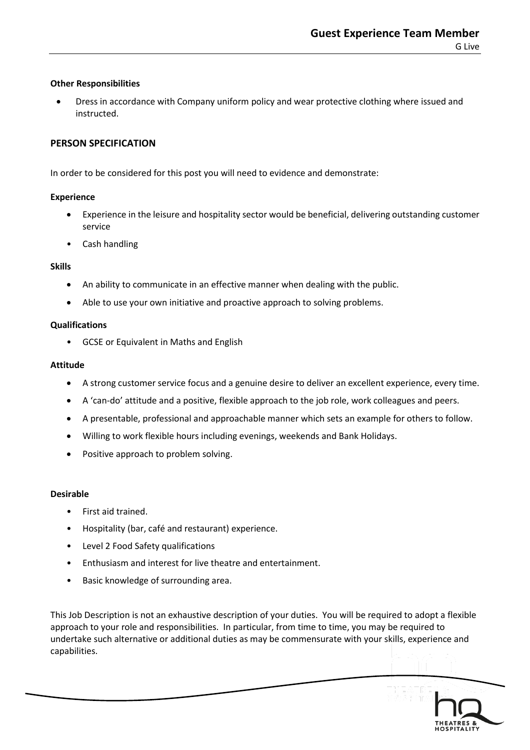**Other Responsibilities**

- Dress in accordance with Company uniform policy and wear protective clothing where issued and instructed.

## PERSON SPECIFICATION

In order to be considered for this post you will need to evidence and demonstrate:

**Experience**

- Experience in the leisure and hospitality sector would be beneficial, delivering outstanding customer service
- Cash handling

**Skills**

- An ability to communicate in an effective manner when dealing with the public.
- Able to use your own initiative and proactive approach to solving problems.

**Qualifications**

- GCSE or Equivalent in Maths and English

**Attitude**

- A strong customer service focus and a genuine desire to deliver an excellent experience, every time.
- A 'can-do' attitude and a positive, flexible approach to the job role, work colleagues and peers.
- A presentable, professional and approachable manner which sets an example for others to follow.
- Willing to work flexible hours including evenings, weekends and Bank Holidays.
- Positive approach to problem solving.

**Desirable**

- First aid trained.
- Hospitality (bar, café and restaurant) experience.
- Level 2 Food Safety qualifications
- Enthusiasm and interest for live theatre and entertainment.
- Basic knowledge of surrounding area.

This Job Description is not an exhaustive description of your duties. You will be required to adopt a flexible approach to your role and responsibilities. In particular, from time to time, you may be required to undertake such alternative or additional duties as may be commensurate with your skills, experience and capabilities.